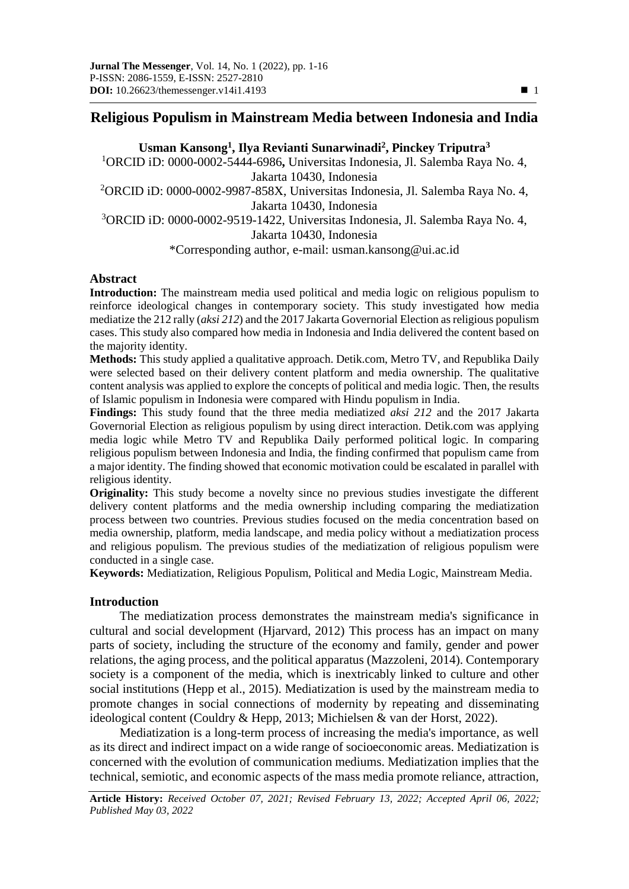# Religious Populism in Mainstream Media between Indonesia and India

**Usman Kansong[1], Ilya Revianti Sunarwinadi[2], Pinckey Triputra[3]**

[1]ORCID iD: 0000-0002-5444-6986**,** Universitas Indonesia, Jl. Salemba Raya No. 4, Jakarta 10430, Indonesia

[2]ORCID iD: 0000-0002-9987-858X, Universitas Indonesia, Jl. Salemba Raya No. 4, Jakarta 10430, Indonesia

[3]ORCID iD: 0000-0002-9519-1422, Universitas Indonesia, Jl. Salemba Raya No. 4, Jakarta 10430, Indonesia

*Corresponding author, e-mail: usman.kansong@ui.ac.id

## Abstract

**Introduction:** The mainstream media used political and media logic on religious populism to reinforce ideological changes in contemporary society. This study investigated how media mediatize the 212 rally (*aksi 212*) and the 2017 Jakarta Governorial Election as religious populism cases. This study also compared how media in Indonesia and India delivered the content based on the majority identity.

**Methods:** This study applied a qualitative approach. Detik.com, Metro TV, and Republika Daily were selected based on their delivery content platform and media ownership. The qualitative content analysis was applied to explore the concepts of political and media logic. Then, the results of Islamic populism in Indonesia were compared with Hindu populism in India.

**Findings:** This study found that the three media mediatized *aksi 212* and the 2017 Jakarta Governorial Election as religious populism by using direct interaction. Detik.com was applying media logic while Metro TV and Republika Daily performed political logic. In comparing religious populism between Indonesia and India, the finding confirmed that populism came from a major identity. The finding showed that economic motivation could be escalated in parallel with religious identity.

**Originality:** This study become a novelty since no previous studies investigate the different delivery content platforms and the media ownership including comparing the mediatization process between two countries. Previous studies focused on the media concentration based on media ownership, platform, media landscape, and media policy without a mediatization process and religious populism. The previous studies of the mediatization of religious populism were conducted in a single case.

**Keywords:** Mediatization, Religious Populism, Political and Media Logic, Mainstream Media.

## Introduction

The mediatization process demonstrates the mainstream media's significance in cultural and social development (Hjarvard, 2012) This process has an impact on many parts of society, including the structure of the economy and family, gender and power relations, the aging process, and the political apparatus (Mazzoleni, 2014). Contemporary society is a component of the media, which is inextricably linked to culture and other social institutions (Hepp et al., 2015). Mediatization is used by the mainstream media to promote changes in social connections of modernity by repeating and disseminating ideological content (Couldry & Hepp, 2013; Michielsen & van der Horst, 2022).

Mediatization is a long-term process of increasing the media's importance, as well as its direct and indirect impact on a wide range of socioeconomic areas. Mediatization is concerned with the evolution of communication mediums. Mediatization implies that the technical, semiotic, and economic aspects of the mass media promote reliance, attraction,

**Article History:** *Received October 07, 2021; Revised February 13, 2022; Accepted April 06, 2022; Published May 03, 2022*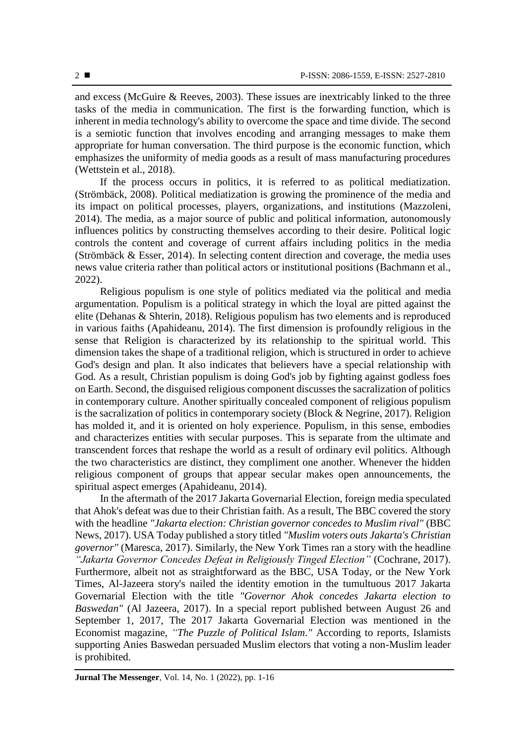and excess (McGuire & Reeves, 2003). These issues are inextricably linked to the three tasks of the media in communication. The first is the forwarding function, which is inherent in media technology's ability to overcome the space and time divide. The second is a semiotic function that involves encoding and arranging messages to make them appropriate for human conversation. The third purpose is the economic function, which emphasizes the uniformity of media goods as a result of mass manufacturing procedures (Wettstein et al., 2018).

If the process occurs in politics, it is referred to as political mediatization. (Strömbäck, 2008). Political mediatization is growing the prominence of the media and its impact on political processes, players, organizations, and institutions (Mazzoleni, 2014). The media, as a major source of public and political information, autonomously influences politics by constructing themselves according to their desire. Political logic controls the content and coverage of current affairs including politics in the media (Strömbäck & Esser, 2014). In selecting content direction and coverage, the media uses news value criteria rather than political actors or institutional positions (Bachmann et al., 2022).

Religious populism is one style of politics mediated via the political and media argumentation. Populism is a political strategy in which the loyal are pitted against the elite (Dehanas & Shterin, 2018). Religious populism has two elements and is reproduced in various faiths (Apahideanu, 2014). The first dimension is profoundly religious in the sense that Religion is characterized by its relationship to the spiritual world. This dimension takes the shape of a traditional religion, which is structured in order to achieve God's design and plan. It also indicates that believers have a special relationship with God. As a result, Christian populism is doing God's job by fighting against godless foes on Earth. Second, the disguised religious component discusses the sacralization of politics in contemporary culture. Another spiritually concealed component of religious populism is the sacralization of politics in contemporary society (Block & Negrine, 2017). Religion has molded it, and it is oriented on holy experience. Populism, in this sense, embodies and characterizes entities with secular purposes. This is separate from the ultimate and transcendent forces that reshape the world as a result of ordinary evil politics. Although the two characteristics are distinct, they compliment one another. Whenever the hidden religious component of groups that appear secular makes open announcements, the spiritual aspect emerges (Apahideanu, 2014).

In the aftermath of the 2017 Jakarta Governarial Election, foreign media speculated that Ahok's defeat was due to their Christian faith. As a result, The BBC covered the story with the headline *"Jakarta election: Christian governor concedes to Muslim rival"* (BBC News, 2017). USA Today published a story titled *"Muslim voters outs Jakarta's Christian governor"* (Maresca, 2017). Similarly, the New York Times ran a story with the headline *"Jakarta Governor Concedes Defeat in Religiously Tinged Election"* (Cochrane, 2017). Furthermore, albeit not as straightforward as the BBC, USA Today, or the New York Times, Al-Jazeera story's nailed the identity emotion in the tumultuous 2017 Jakarta Governarial Election with the title *"Governor Ahok concedes Jakarta election to Baswedan"* (Al Jazeera, 2017). In a special report published between August 26 and September 1, 2017, The 2017 Jakarta Governarial Election was mentioned in the Economist magazine, *"The Puzzle of Political Islam."* According to reports, Islamists supporting Anies Baswedan persuaded Muslim electors that voting a non-Muslim leader is prohibited.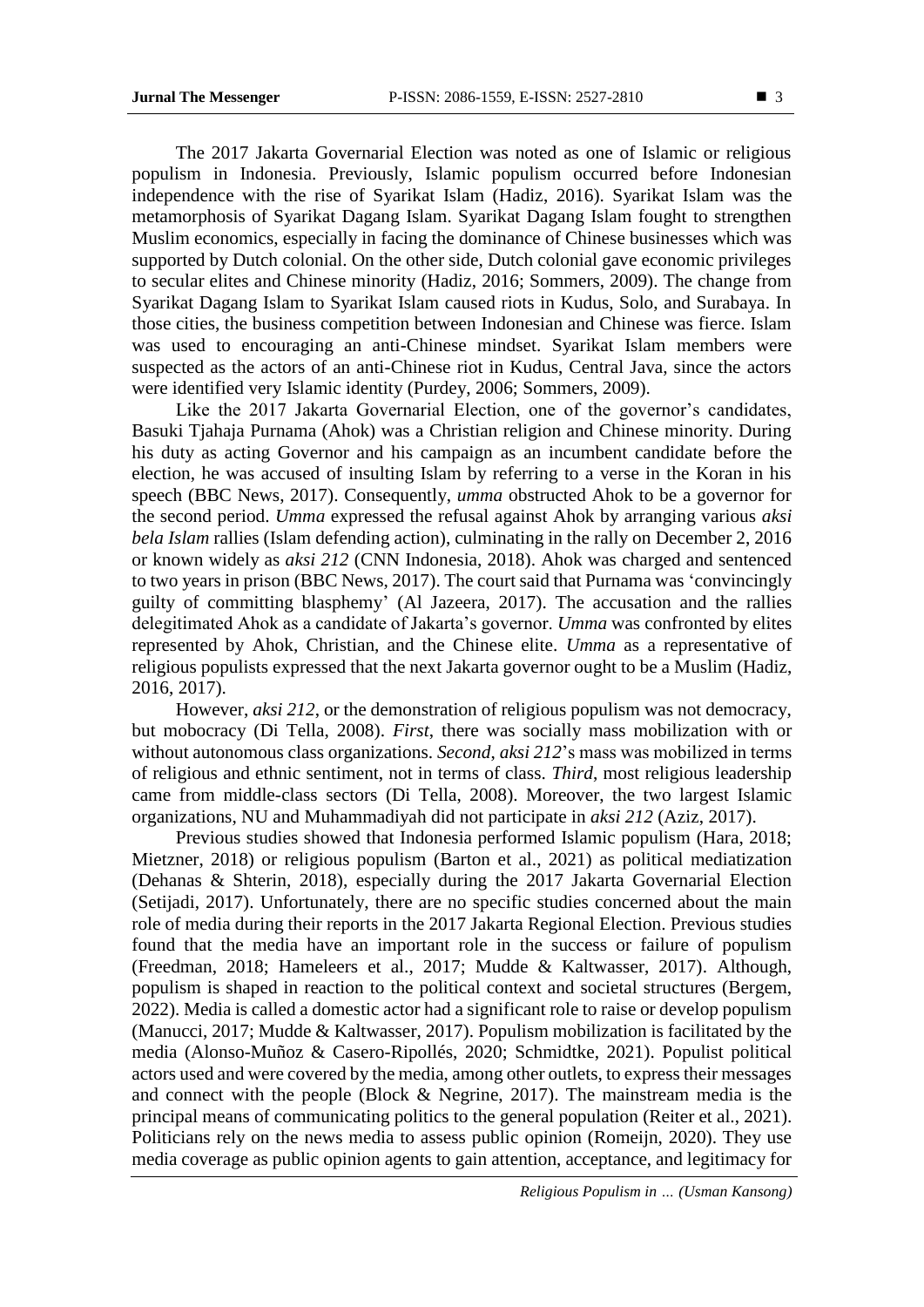The 2017 Jakarta Governarial Election was noted as one of Islamic or religious populism in Indonesia. Previously, Islamic populism occurred before Indonesian independence with the rise of Syarikat Islam (Hadiz, 2016). Syarikat Islam was the metamorphosis of Syarikat Dagang Islam. Syarikat Dagang Islam fought to strengthen Muslim economics, especially in facing the dominance of Chinese businesses which was supported by Dutch colonial. On the other side, Dutch colonial gave economic privileges to secular elites and Chinese minority (Hadiz, 2016; Sommers, 2009). The change from Syarikat Dagang Islam to Syarikat Islam caused riots in Kudus, Solo, and Surabaya. In those cities, the business competition between Indonesian and Chinese was fierce. Islam was used to encouraging an anti-Chinese mindset. Syarikat Islam members were suspected as the actors of an anti-Chinese riot in Kudus, Central Java, since the actors were identified very Islamic identity (Purdey, 2006; Sommers, 2009).

Like the 2017 Jakarta Governarial Election, one of the governor's candidates, Basuki Tjahaja Purnama (Ahok) was a Christian religion and Chinese minority. During his duty as acting Governor and his campaign as an incumbent candidate before the election, he was accused of insulting Islam by referring to a verse in the Koran in his speech (BBC News, 2017). Consequently, *umma* obstructed Ahok to be a governor for the second period. *Umma* expressed the refusal against Ahok by arranging various *aksi bela Islam* rallies (Islam defending action), culminating in the rally on December 2, 2016 or known widely as *aksi 212* (CNN Indonesia, 2018). Ahok was charged and sentenced to two years in prison (BBC News, 2017). The court said that Purnama was 'convincingly guilty of committing blasphemy' (Al Jazeera, 2017). The accusation and the rallies delegitimated Ahok as a candidate of Jakarta's governor. *Umma* was confronted by elites represented by Ahok, Christian, and the Chinese elite. *Umma* as a representative of religious populists expressed that the next Jakarta governor ought to be a Muslim (Hadiz, 2016, 2017).

However, *aksi 212*, or the demonstration of religious populism was not democracy, but mobocracy (Di Tella, 2008). *First*, there was socially mass mobilization with or without autonomous class organizations. *Second*, *aksi 212*'s mass was mobilized in terms of religious and ethnic sentiment, not in terms of class. *Third*, most religious leadership came from middle-class sectors (Di Tella, 2008). Moreover, the two largest Islamic organizations, NU and Muhammadiyah did not participate in *aksi 212* (Aziz, 2017).

Previous studies showed that Indonesia performed Islamic populism (Hara, 2018; Mietzner, 2018) or religious populism (Barton et al., 2021) as political mediatization (Dehanas & Shterin, 2018), especially during the 2017 Jakarta Governarial Election (Setijadi, 2017). Unfortunately, there are no specific studies concerned about the main role of media during their reports in the 2017 Jakarta Regional Election. Previous studies found that the media have an important role in the success or failure of populism (Freedman, 2018; Hameleers et al., 2017; Mudde & Kaltwasser, 2017). Although, populism is shaped in reaction to the political context and societal structures (Bergem, 2022). Media is called a domestic actor had a significant role to raise or develop populism (Manucci, 2017; Mudde & Kaltwasser, 2017). Populism mobilization is facilitated by the media (Alonso-Muñoz & Casero-Ripollés, 2020; Schmidtke, 2021). Populist political actors used and were covered by the media, among other outlets, to express their messages and connect with the people (Block & Negrine, 2017). The mainstream media is the principal means of communicating politics to the general population (Reiter et al., 2021). Politicians rely on the news media to assess public opinion (Romeijn, 2020). They use media coverage as public opinion agents to gain attention, acceptance, and legitimacy for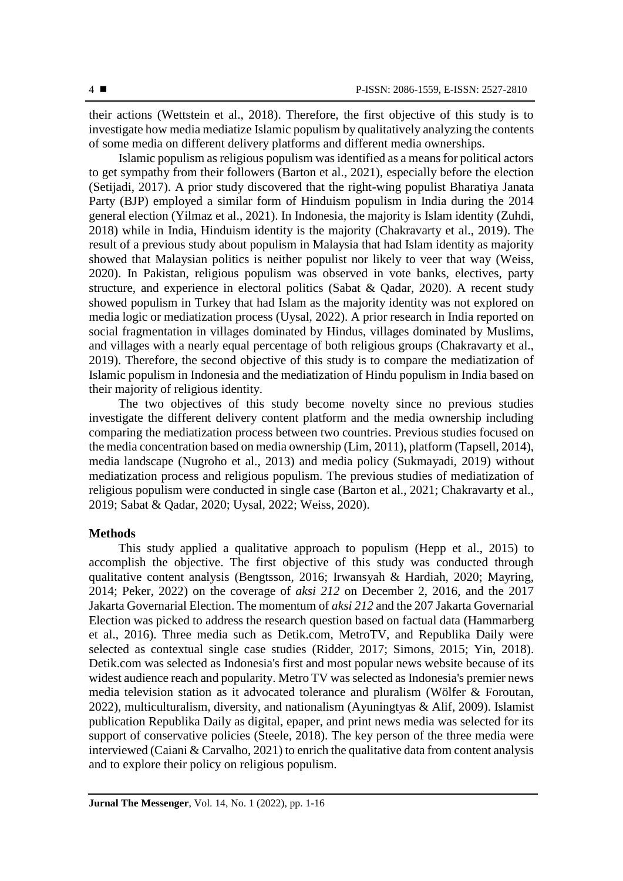their actions (Wettstein et al., 2018). Therefore, the first objective of this study is to investigate how media mediatize Islamic populism by qualitatively analyzing the contents of some media on different delivery platforms and different media ownerships.

Islamic populism as religious populism was identified as a means for political actors to get sympathy from their followers (Barton et al., 2021), especially before the election (Setijadi, 2017). A prior study discovered that the right-wing populist Bharatiya Janata Party (BJP) employed a similar form of Hinduism populism in India during the 2014 general election (Yilmaz et al., 2021). In Indonesia, the majority is Islam identity (Zuhdi, 2018) while in India, Hinduism identity is the majority (Chakravarty et al., 2019). The result of a previous study about populism in Malaysia that had Islam identity as majority showed that Malaysian politics is neither populist nor likely to veer that way (Weiss, 2020). In Pakistan, religious populism was observed in vote banks, electives, party structure, and experience in electoral politics (Sabat & Qadar, 2020). A recent study showed populism in Turkey that had Islam as the majority identity was not explored on media logic or mediatization process (Uysal, 2022). A prior research in India reported on social fragmentation in villages dominated by Hindus, villages dominated by Muslims, and villages with a nearly equal percentage of both religious groups (Chakravarty et al., 2019). Therefore, the second objective of this study is to compare the mediatization of Islamic populism in Indonesia and the mediatization of Hindu populism in India based on their majority of religious identity.

The two objectives of this study become novelty since no previous studies investigate the different delivery content platform and the media ownership including comparing the mediatization process between two countries. Previous studies focused on the media concentration based on media ownership (Lim, 2011), platform (Tapsell, 2014), media landscape (Nugroho et al., 2013) and media policy (Sukmayadi, 2019) without mediatization process and religious populism. The previous studies of mediatization of religious populism were conducted in single case (Barton et al., 2021; Chakravarty et al., 2019; Sabat & Qadar, 2020; Uysal, 2022; Weiss, 2020).

## Methods

This study applied a qualitative approach to populism (Hepp et al., 2015) to accomplish the objective. The first objective of this study was conducted through qualitative content analysis (Bengtsson, 2016; Irwansyah & Hardiah, 2020; Mayring, 2014; Peker, 2022) on the coverage of *aksi 212* on December 2, 2016, and the 2017 Jakarta Governarial Election. The momentum of *aksi 212* and the 207 Jakarta Governarial Election was picked to address the research question based on factual data (Hammarberg et al., 2016). Three media such as Detik.com, MetroTV, and Republika Daily were selected as contextual single case studies (Ridder, 2017; Simons, 2015; Yin, 2018). Detik.com was selected as Indonesia's first and most popular news website because of its widest audience reach and popularity. Metro TV was selected as Indonesia's premier news media television station as it advocated tolerance and pluralism (Wölfer & Foroutan, 2022), multiculturalism, diversity, and nationalism (Ayuningtyas & Alif, 2009). Islamist publication Republika Daily as digital, epaper, and print news media was selected for its support of conservative policies (Steele, 2018). The key person of the three media were interviewed (Caiani & Carvalho, 2021) to enrich the qualitative data from content analysis and to explore their policy on religious populism.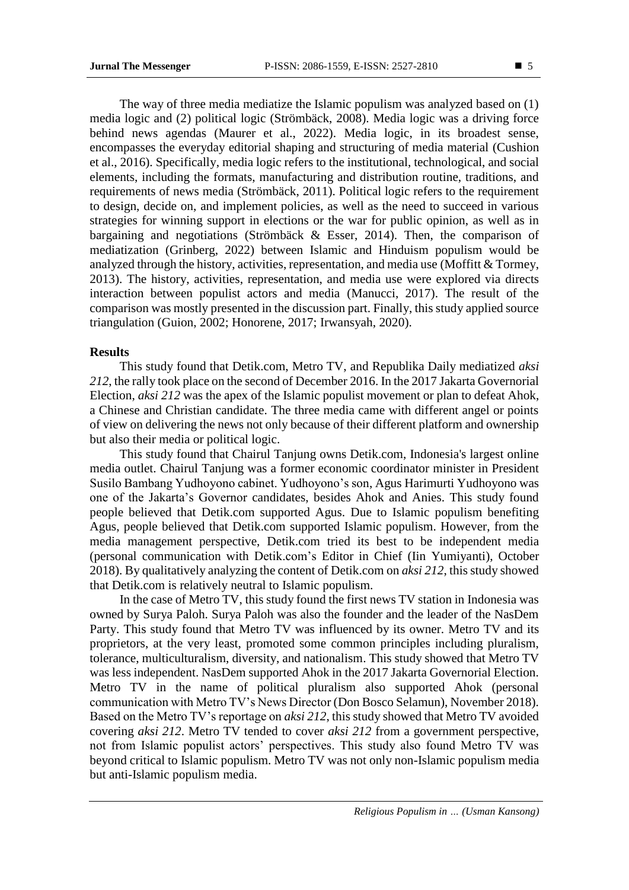The way of three media mediatize the Islamic populism was analyzed based on (1) media logic and (2) political logic (Strömbäck, 2008). Media logic was a driving force behind news agendas (Maurer et al., 2022). Media logic, in its broadest sense, encompasses the everyday editorial shaping and structuring of media material (Cushion et al., 2016). Specifically, media logic refers to the institutional, technological, and social elements, including the formats, manufacturing and distribution routine, traditions, and requirements of news media (Strömbäck, 2011). Political logic refers to the requirement to design, decide on, and implement policies, as well as the need to succeed in various strategies for winning support in elections or the war for public opinion, as well as in bargaining and negotiations (Strömbäck & Esser, 2014). Then, the comparison of mediatization (Grinberg, 2022) between Islamic and Hinduism populism would be analyzed through the history, activities, representation, and media use (Moffitt & Tormey, 2013). The history, activities, representation, and media use were explored via directs interaction between populist actors and media (Manucci, 2017). The result of the comparison was mostly presented in the discussion part. Finally, this study applied source triangulation (Guion, 2002; Honorene, 2017; Irwansyah, 2020).

## Results

This study found that Detik.com, Metro TV, and Republika Daily mediatized *aksi 212*, the rally took place on the second of December 2016. In the 2017 Jakarta Governorial Election, *aksi 212* was the apex of the Islamic populist movement or plan to defeat Ahok, a Chinese and Christian candidate. The three media came with different angel or points of view on delivering the news not only because of their different platform and ownership but also their media or political logic.

This study found that Chairul Tanjung owns Detik.com, Indonesia's largest online media outlet. Chairul Tanjung was a former economic coordinator minister in President Susilo Bambang Yudhoyono cabinet. Yudhoyono's son, Agus Harimurti Yudhoyono was one of the Jakarta's Governor candidates, besides Ahok and Anies. This study found people believed that Detik.com supported Agus. Due to Islamic populism benefiting Agus, people believed that Detik.com supported Islamic populism. However, from the media management perspective, Detik.com tried its best to be independent media (personal communication with Detik.com's Editor in Chief (Iin Yumiyanti), October 2018). By qualitatively analyzing the content of Detik.com on *aksi 212*, this study showed that Detik.com is relatively neutral to Islamic populism.

In the case of Metro TV, this study found the first news TV station in Indonesia was owned by Surya Paloh. Surya Paloh was also the founder and the leader of the NasDem Party. This study found that Metro TV was influenced by its owner. Metro TV and its proprietors, at the very least, promoted some common principles including pluralism, tolerance, multiculturalism, diversity, and nationalism. This study showed that Metro TV was less independent. NasDem supported Ahok in the 2017 Jakarta Governorial Election. Metro TV in the name of political pluralism also supported Ahok (personal communication with Metro TV's News Director (Don Bosco Selamun), November 2018). Based on the Metro TV's reportage on *aksi 212*, this study showed that Metro TV avoided covering *aksi 212*. Metro TV tended to cover *aksi 212* from a government perspective, not from Islamic populist actors' perspectives. This study also found Metro TV was beyond critical to Islamic populism. Metro TV was not only non-Islamic populism media but anti-Islamic populism media.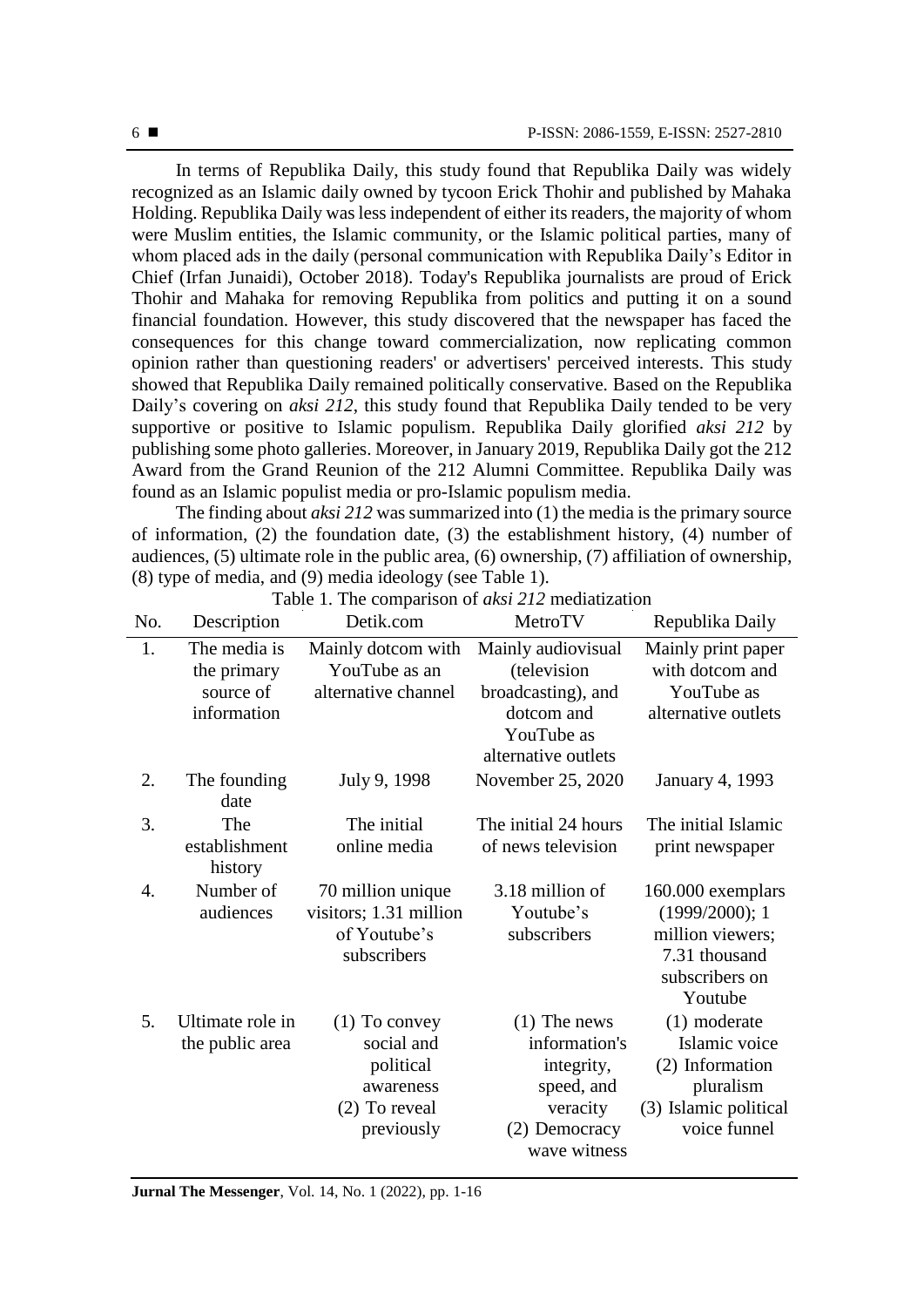In terms of Republika Daily, this study found that Republika Daily was widely recognized as an Islamic daily owned by tycoon Erick Thohir and published by Mahaka Holding. Republika Daily was less independent of either its readers, the majority of whom were Muslim entities, the Islamic community, or the Islamic political parties, many of whom placed ads in the daily (personal communication with Republika Daily's Editor in Chief (Irfan Junaidi), October 2018). Today's Republika journalists are proud of Erick Thohir and Mahaka for removing Republika from politics and putting it on a sound financial foundation. However, this study discovered that the newspaper has faced the consequences for this change toward commercialization, now replicating common opinion rather than questioning readers' or advertisers' perceived interests. This study showed that Republika Daily remained politically conservative. Based on the Republika Daily's covering on *aksi 212*, this study found that Republika Daily tended to be very supportive or positive to Islamic populism. Republika Daily glorified *aksi 212* by publishing some photo galleries. Moreover, in January 2019, Republika Daily got the 212 Award from the Grand Reunion of the 212 Alumni Committee. Republika Daily was found as an Islamic populist media or pro-Islamic populism media.

The finding about *aksi 212* was summarized into (1) the media is the primary source of information, (2) the foundation date, (3) the establishment history, (4) number of audiences, (5) ultimate role in the public area, (6) ownership, (7) affiliation of ownership, (8) type of media, and (9) media ideology (see Table 1).

Table 1. The comparison of *aksi 212* mediatization

| No. | Description | Detik.com | MetroTV | Republika Daily |
|---|---|---|---|---|
| 1. | The media is the primary source of information | Mainly dotcom with YouTube as an alternative channel | Mainly audiovisual (television broadcasting), and dotcom and YouTube as alternative outlets | Mainly print paper with dotcom and YouTube as alternative outlets |
| 2. | The founding date | July 9, 1998 | November 25, 2020 | January 4, 1993 |
| 3. | The establishment history | The initial online media | The initial 24 hours of news television | The initial Islamic print newspaper |
| 4. | Number of audiences | 70 million unique visitors; 1.31 million of Youtube's subscribers | 3.18 million of Youtube's subscribers | 160.000 exemplars (1999/2000); 1 million viewers; 7.31 thousand subscribers on Youtube |
| 5. | Ultimate role in the public area | (1) To convey social and political awareness (2) To reveal previously | (1) The news information's integrity, speed, and veracity (2) Democracy wave witness | (1) moderate Islamic voice (2) Information pluralism (3) Islamic political voice funnel |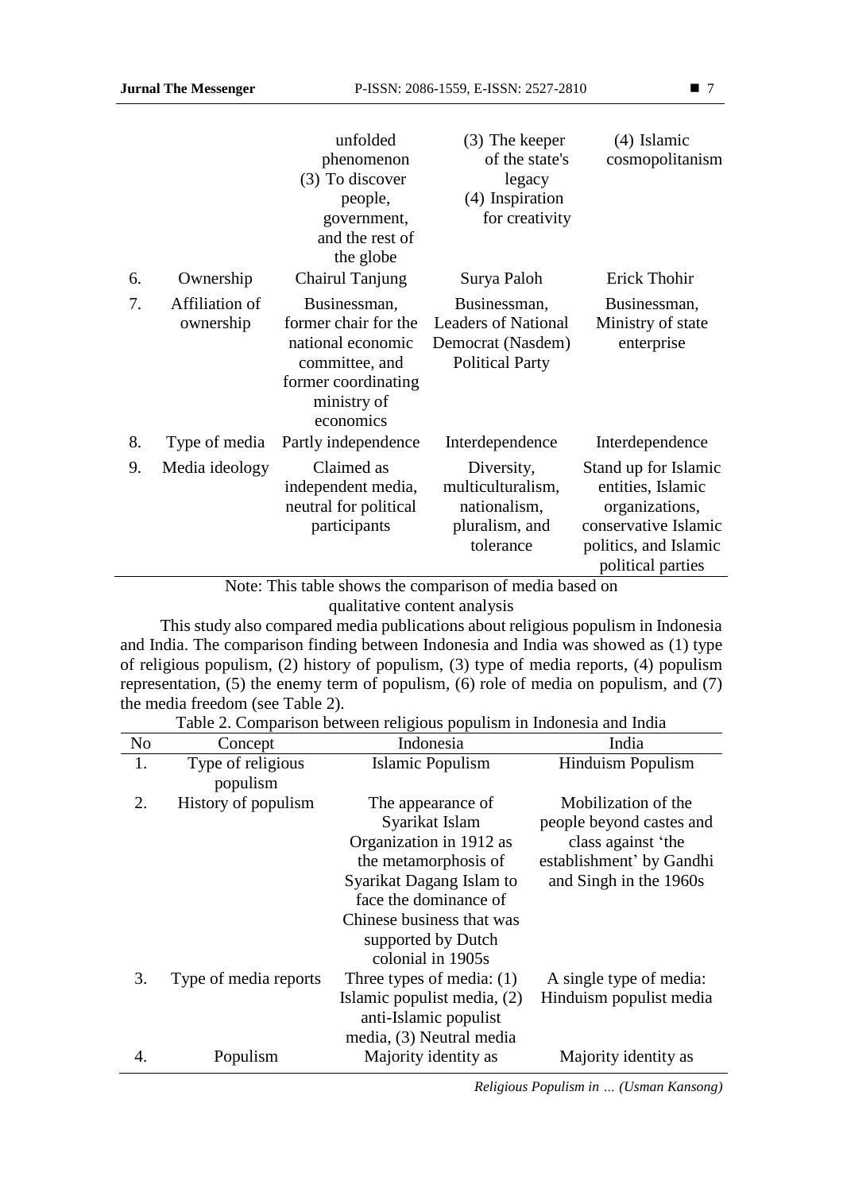| | | unfolded phenomenon (3) To discover people, government, and the rest of the globe | (3) The keeper of the state's legacy (4) Inspiration for creativity | (4) Islamic cosmopolitanism |
|---|---|---|---|---|
| 6. | Ownership | Chairul Tanjung | Surya Paloh | Erick Thohir |
| 7. | Affiliation of ownership | Businessman, former chair for the national economic committee, and former coordinating ministry of economics | Businessman, Leaders of National Democrat (Nasdem) Political Party | Businessman, Ministry of state enterprise |
| 8. | Type of media | Partly independence | Interdependence | Interdependence |
| 9. | Media ideology | Claimed as independent media, neutral for political participants | Diversity, multiculturalism, nationalism, pluralism, and tolerance | Stand up for Islamic entities, Islamic organizations, conservative Islamic politics, and Islamic political parties |

Note: This table shows the comparison of media based on qualitative content analysis

This study also compared media publications about religious populism in Indonesia and India. The comparison finding between Indonesia and India was showed as (1) type of religious populism, (2) history of populism, (3) type of media reports, (4) populism representation, (5) the enemy term of populism, (6) role of media on populism, and (7) the media freedom (see Table 2).

Table 2. Comparison between religious populism in Indonesia and India

| No | Concept | Indonesia | India |
|---|---|---|---|
| 1. | Type of religious populism | Islamic Populism | Hinduism Populism |
| 2. | History of populism | The appearance of Syarikat Islam Organization in 1912 as the metamorphosis of Syarikat Dagang Islam to face the dominance of Chinese business that was supported by Dutch colonial in 1905s | Mobilization of the people beyond castes and class against 'the establishment' by Gandhi and Singh in the 1960s |
| 3. | Type of media reports | Three types of media: (1) Islamic populist media, (2) anti-Islamic populist media, (3) Neutral media | A single type of media: Hinduism populist media |
| 4. | Populism | Majority identity as | Majority identity as |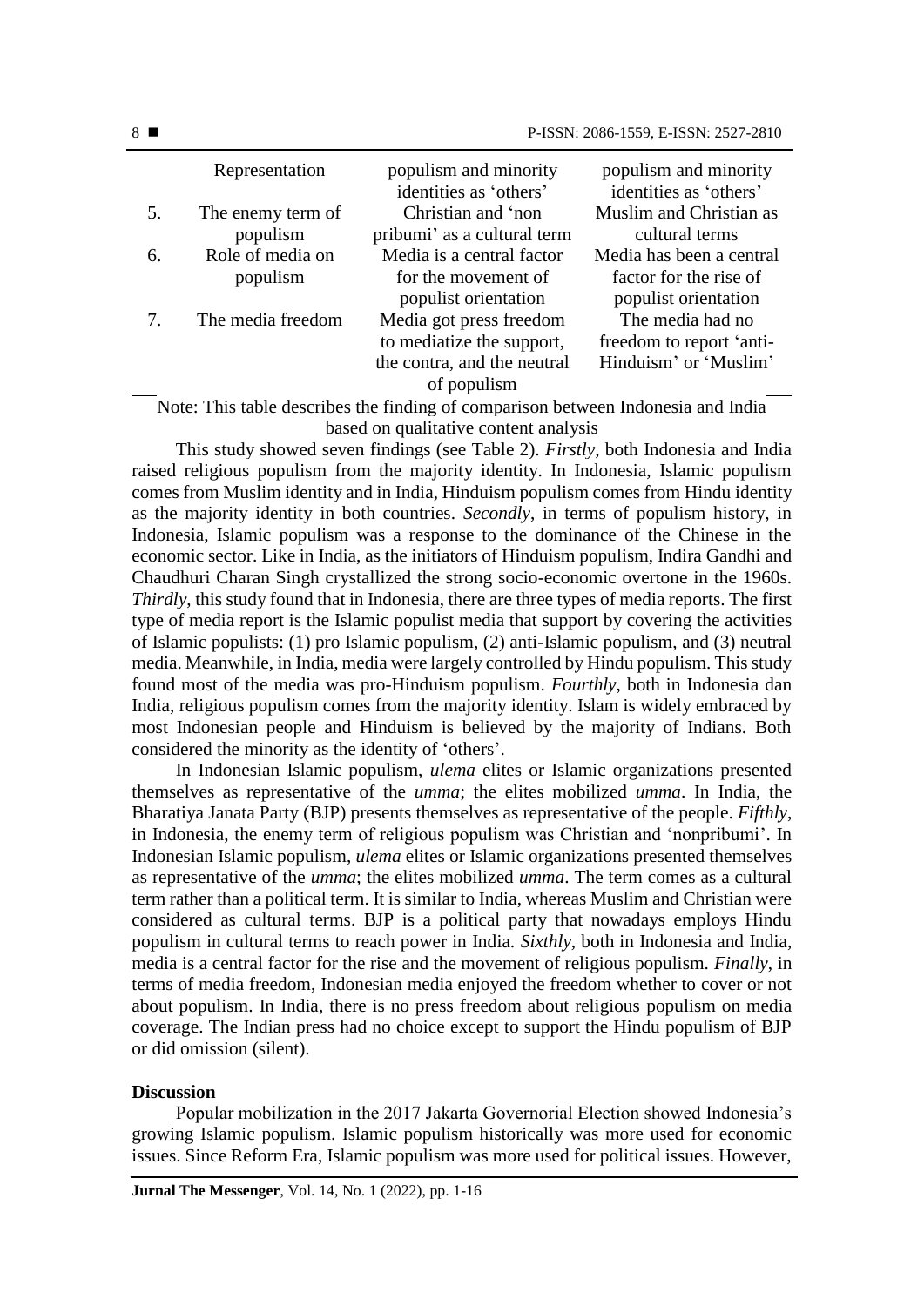| | Representation | populism and minority identities as 'others' | populism and minority identities as 'others' |
|---|---|---|---|
| 5. | The enemy term of populism | Christian and 'non pribumi' as a cultural term | Muslim and Christian as cultural terms |
| 6. | Role of media on populism | Media is a central factor for the movement of populist orientation | Media has been a central factor for the rise of populist orientation |
| 7. | The media freedom | Media got press freedom to mediatize the support, the contra, and the neutral of populism | The media had no freedom to report 'anti-Hinduism' or 'Muslim' |

Note: This table describes the finding of comparison between Indonesia and India based on qualitative content analysis

This study showed seven findings (see Table 2). *Firstly*, both Indonesia and India raised religious populism from the majority identity. In Indonesia, Islamic populism comes from Muslim identity and in India, Hinduism populism comes from Hindu identity as the majority identity in both countries. *Secondly*, in terms of populism history, in Indonesia, Islamic populism was a response to the dominance of the Chinese in the economic sector. Like in India, as the initiators of Hinduism populism, Indira Gandhi and Chaudhuri Charan Singh crystallized the strong socio-economic overtone in the 1960s. *Thirdly*, this study found that in Indonesia, there are three types of media reports. The first type of media report is the Islamic populist media that support by covering the activities of Islamic populists: (1) pro Islamic populism, (2) anti-Islamic populism, and (3) neutral media. Meanwhile, in India, media were largely controlled by Hindu populism. This study found most of the media was pro-Hinduism populism. *Fourthly*, both in Indonesia dan India, religious populism comes from the majority identity. Islam is widely embraced by most Indonesian people and Hinduism is believed by the majority of Indians. Both considered the minority as the identity of 'others'.

In Indonesian Islamic populism, *ulema* elites or Islamic organizations presented themselves as representative of the *umma*; the elites mobilized *umma*. In India, the Bharatiya Janata Party (BJP) presents themselves as representative of the people. *Fifthly*, in Indonesia, the enemy term of religious populism was Christian and 'nonpribumi'. In Indonesian Islamic populism, *ulema* elites or Islamic organizations presented themselves as representative of the *umma*; the elites mobilized *umma*. The term comes as a cultural term rather than a political term. It is similar to India, whereas Muslim and Christian were considered as cultural terms. BJP is a political party that nowadays employs Hindu populism in cultural terms to reach power in India. *Sixthly*, both in Indonesia and India, media is a central factor for the rise and the movement of religious populism. *Finally*, in terms of media freedom, Indonesian media enjoyed the freedom whether to cover or not about populism. In India, there is no press freedom about religious populism on media coverage. The Indian press had no choice except to support the Hindu populism of BJP or did omission (silent).

**Discussion**

Popular mobilization in the 2017 Jakarta Governorial Election showed Indonesia's growing Islamic populism. Islamic populism historically was more used for economic issues. Since Reform Era, Islamic populism was more used for political issues. However,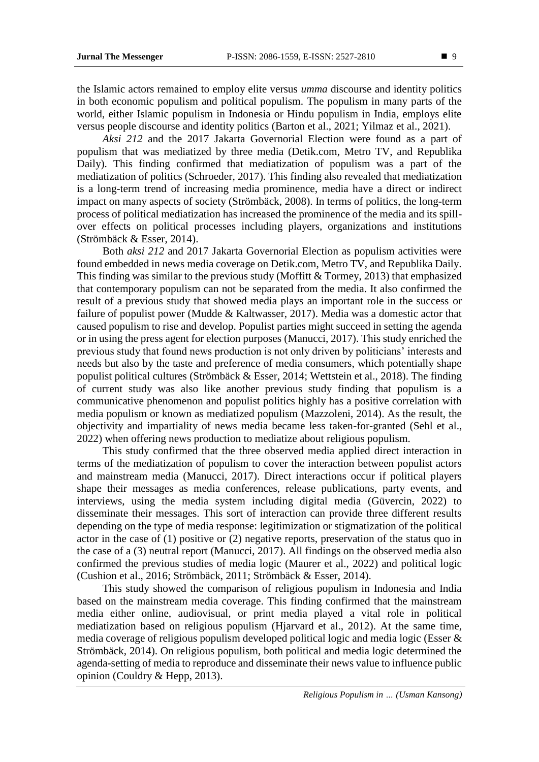the Islamic actors remained to employ elite versus *umma* discourse and identity politics in both economic populism and political populism. The populism in many parts of the world, either Islamic populism in Indonesia or Hindu populism in India, employs elite versus people discourse and identity politics (Barton et al., 2021; Yilmaz et al., 2021).

*Aksi 212* and the 2017 Jakarta Governorial Election were found as a part of populism that was mediatized by three media (Detik.com, Metro TV, and Republika Daily). This finding confirmed that mediatization of populism was a part of the mediatization of politics (Schroeder, 2017). This finding also revealed that mediatization is a long-term trend of increasing media prominence, media have a direct or indirect impact on many aspects of society (Strömbäck, 2008). In terms of politics, the long-term process of political mediatization has increased the prominence of the media and its spill-over effects on political processes including players, organizations and institutions (Strömbäck & Esser, 2014).

Both *aksi 212* and 2017 Jakarta Governorial Election as populism activities were found embedded in news media coverage on Detik.com, Metro TV, and Republika Daily. This finding was similar to the previous study (Moffitt & Tormey, 2013) that emphasized that contemporary populism can not be separated from the media. It also confirmed the result of a previous study that showed media plays an important role in the success or failure of populist power (Mudde & Kaltwasser, 2017). Media was a domestic actor that caused populism to rise and develop. Populist parties might succeed in setting the agenda or in using the press agent for election purposes (Manucci, 2017). This study enriched the previous study that found news production is not only driven by politicians' interests and needs but also by the taste and preference of media consumers, which potentially shape populist political cultures (Strömbäck & Esser, 2014; Wettstein et al., 2018). The finding of current study was also like another previous study finding that populism is a communicative phenomenon and populist politics highly has a positive correlation with media populism or known as mediatized populism (Mazzoleni, 2014). As the result, the objectivity and impartiality of news media became less taken-for-granted (Sehl et al., 2022) when offering news production to mediatize about religious populism.

This study confirmed that the three observed media applied direct interaction in terms of the mediatization of populism to cover the interaction between populist actors and mainstream media (Manucci, 2017). Direct interactions occur if political players shape their messages as media conferences, release publications, party events, and interviews, using the media system including digital media (Güvercin, 2022) to disseminate their messages. This sort of interaction can provide three different results depending on the type of media response: legitimization or stigmatization of the political actor in the case of (1) positive or (2) negative reports, preservation of the status quo in the case of a (3) neutral report (Manucci, 2017). All findings on the observed media also confirmed the previous studies of media logic (Maurer et al., 2022) and political logic (Cushion et al., 2016; Strömbäck, 2011; Strömbäck & Esser, 2014).

This study showed the comparison of religious populism in Indonesia and India based on the mainstream media coverage. This finding confirmed that the mainstream media either online, audiovisual, or print media played a vital role in political mediatization based on religious populism (Hjarvard et al., 2012). At the same time, media coverage of religious populism developed political logic and media logic (Esser & Strömbäck, 2014). On religious populism, both political and media logic determined the agenda-setting of media to reproduce and disseminate their news value to influence public opinion (Couldry & Hepp, 2013).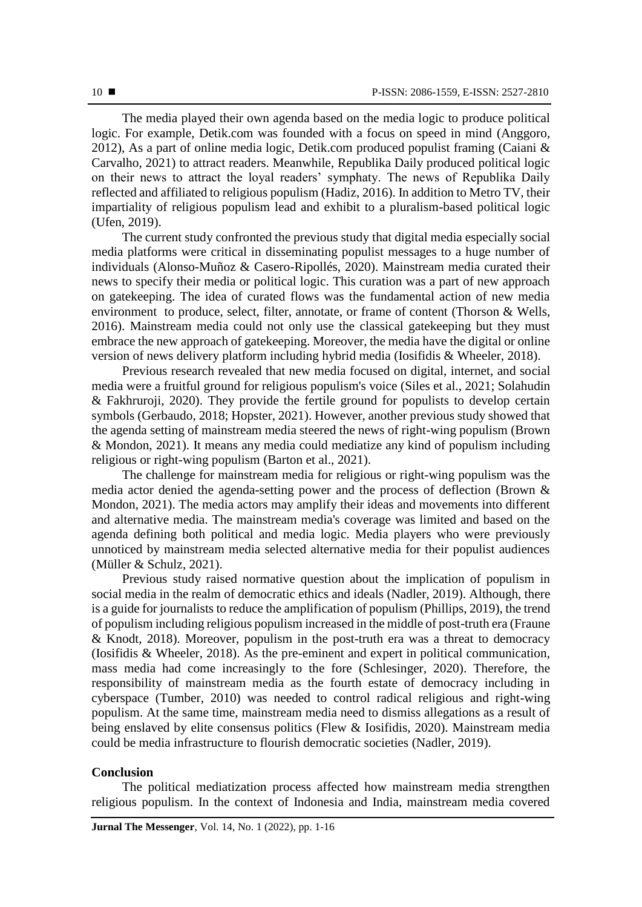The media played their own agenda based on the media logic to produce political logic. For example, Detik.com was founded with a focus on speed in mind (Anggoro, 2012), As a part of online media logic, Detik.com produced populist framing (Caiani & Carvalho, 2021) to attract readers. Meanwhile, Republika Daily produced political logic on their news to attract the loyal readers' symphaty. The news of Republika Daily reflected and affiliated to religious populism (Hadiz, 2016). In addition to Metro TV, their impartiality of religious populism lead and exhibit to a pluralism-based political logic (Ufen, 2019).

The current study confronted the previous study that digital media especially social media platforms were critical in disseminating populist messages to a huge number of individuals (Alonso-Muñoz & Casero-Ripollés, 2020). Mainstream media curated their news to specify their media or political logic. This curation was a part of new approach on gatekeeping. The idea of curated flows was the fundamental action of new media environment to produce, select, filter, annotate, or frame of content (Thorson & Wells, 2016). Mainstream media could not only use the classical gatekeeping but they must embrace the new approach of gatekeeping. Moreover, the media have the digital or online version of news delivery platform including hybrid media (Iosifidis & Wheeler, 2018).

Previous research revealed that new media focused on digital, internet, and social media were a fruitful ground for religious populism's voice (Siles et al., 2021; Solahudin & Fakhruroji, 2020). They provide the fertile ground for populists to develop certain symbols (Gerbaudo, 2018; Hopster, 2021). However, another previous study showed that the agenda setting of mainstream media steered the news of right-wing populism (Brown & Mondon, 2021). It means any media could mediatize any kind of populism including religious or right-wing populism (Barton et al., 2021).

The challenge for mainstream media for religious or right-wing populism was the media actor denied the agenda-setting power and the process of deflection (Brown & Mondon, 2021). The media actors may amplify their ideas and movements into different and alternative media. The mainstream media's coverage was limited and based on the agenda defining both political and media logic. Media players who were previously unnoticed by mainstream media selected alternative media for their populist audiences (Müller & Schulz, 2021).

Previous study raised normative question about the implication of populism in social media in the realm of democratic ethics and ideals (Nadler, 2019). Although, there is a guide for journalists to reduce the amplification of populism (Phillips, 2019), the trend of populism including religious populism increased in the middle of post-truth era (Fraune & Knodt, 2018). Moreover, populism in the post-truth era was a threat to democracy (Iosifidis & Wheeler, 2018). As the pre-eminent and expert in political communication, mass media had come increasingly to the fore (Schlesinger, 2020). Therefore, the responsibility of mainstream media as the fourth estate of democracy including in cyberspace (Tumber, 2010) was needed to control radical religious and right-wing populism. At the same time, mainstream media need to dismiss allegations as a result of being enslaved by elite consensus politics (Flew & Iosifidis, 2020). Mainstream media could be media infrastructure to flourish democratic societies (Nadler, 2019).

## Conclusion

The political mediatization process affected how mainstream media strengthen religious populism. In the context of Indonesia and India, mainstream media covered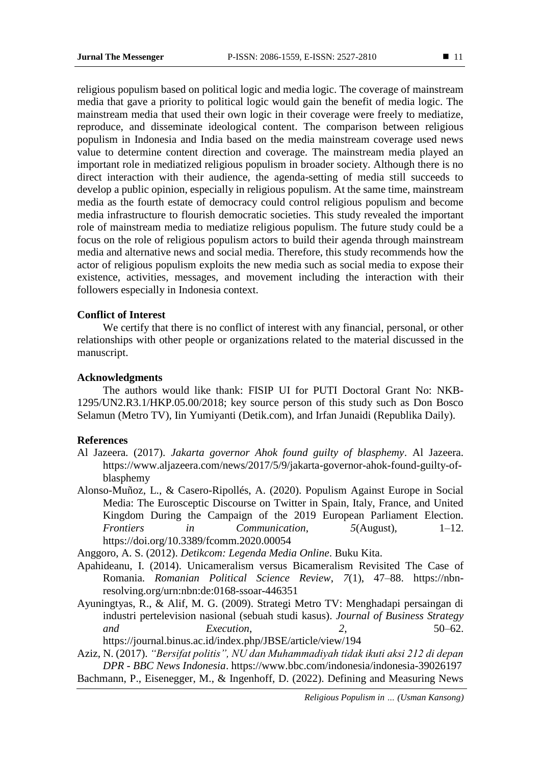religious populism based on political logic and media logic. The coverage of mainstream media that gave a priority to political logic would gain the benefit of media logic. The mainstream media that used their own logic in their coverage were freely to mediatize, reproduce, and disseminate ideological content. The comparison between religious populism in Indonesia and India based on the media mainstream coverage used news value to determine content direction and coverage. The mainstream media played an important role in mediatized religious populism in broader society. Although there is no direct interaction with their audience, the agenda-setting of media still succeeds to develop a public opinion, especially in religious populism. At the same time, mainstream media as the fourth estate of democracy could control religious populism and become media infrastructure to flourish democratic societies. This study revealed the important role of mainstream media to mediatize religious populism. The future study could be a focus on the role of religious populism actors to build their agenda through mainstream media and alternative news and social media. Therefore, this study recommends how the actor of religious populism exploits the new media such as social media to expose their existence, activities, messages, and movement including the interaction with their followers especially in Indonesia context.

**Conflict of Interest**

We certify that there is no conflict of interest with any financial, personal, or other relationships with other people or organizations related to the material discussed in the manuscript.

**Acknowledgments**

The authors would like thank: FISIP UI for PUTI Doctoral Grant No: NKB-1295/UN2.R3.1/HKP.05.00/2018; key source person of this study such as Don Bosco Selamun (Metro TV), Iin Yumiyanti (Detik.com), and Irfan Junaidi (Republika Daily).

**References**

Al Jazeera. (2017). *Jakarta governor Ahok found guilty of blasphemy*. Al Jazeera. https://www.aljazeera.com/news/2017/5/9/jakarta-governor-ahok-found-guilty-of-blasphemy

Alonso-Muñoz, L., & Casero-Ripollés, A. (2020). Populism Against Europe in Social Media: The Eurosceptic Discourse on Twitter in Spain, Italy, France, and United Kingdom During the Campaign of the 2019 European Parliament Election. *Frontiers in Communication*, *5*(August), 1–12. https://doi.org/10.3389/fcomm.2020.00054

Anggoro, A. S. (2012). *Detikcom: Legenda Media Online*. Buku Kita.

Apahideanu, I. (2014). Unicameralism versus Bicameralism Revisited The Case of Romania. *Romanian Political Science Review*, *7*(1), 47–88. https://nbn-resolving.org/urn:nbn:de:0168-ssoar-446351

Ayuningtyas, R., & Alif, M. G. (2009). Strategi Metro TV: Menghadapi persaingan di industri pertelevision nasional (sebuah studi kasus). *Journal of Business Strategy and Execution*, *2*, 50–62. https://journal.binus.ac.id/index.php/JBSE/article/view/194

Aziz, N. (2017). *"Bersifat politis", NU dan Muhammadiyah tidak ikuti aksi 212 di depan DPR - BBC News Indonesia*. https://www.bbc.com/indonesia/indonesia-39026197

Bachmann, P., Eisenegger, M., & Ingenhoff, D. (2022). Defining and Measuring News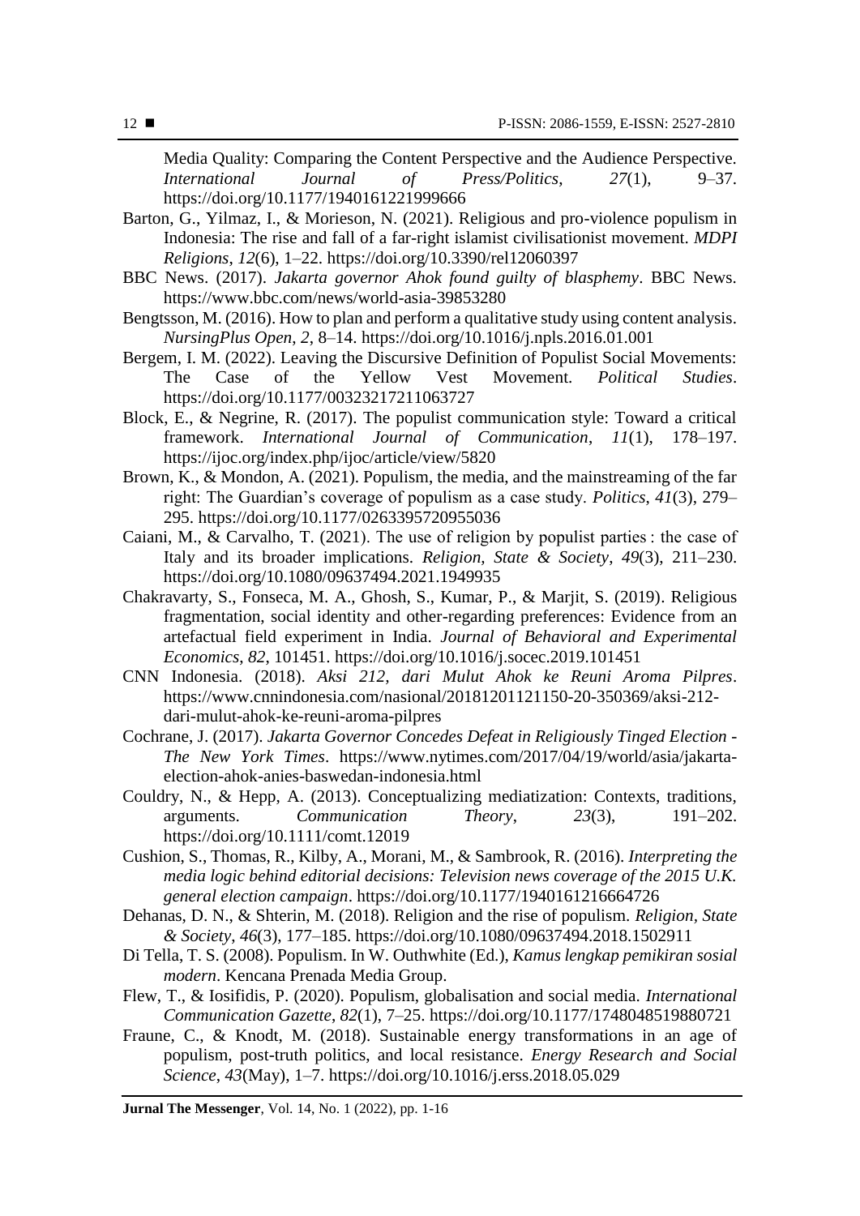Media Quality: Comparing the Content Perspective and the Audience Perspective. *International Journal of Press/Politics*, *27*(1), 9–37. https://doi.org/10.1177/1940161221999666

Barton, G., Yilmaz, I., & Morieson, N. (2021). Religious and pro-violence populism in Indonesia: The rise and fall of a far-right islamist civilisationist movement. *MDPI Religions*, *12*(6), 1–22. https://doi.org/10.3390/rel12060397

BBC News. (2017). *Jakarta governor Ahok found guilty of blasphemy*. BBC News. https://www.bbc.com/news/world-asia-39853280

Bengtsson, M. (2016). How to plan and perform a qualitative study using content analysis. *NursingPlus Open*, *2*, 8–14. https://doi.org/10.1016/j.npls.2016.01.001

Bergem, I. M. (2022). Leaving the Discursive Definition of Populist Social Movements: The Case of the Yellow Vest Movement. *Political Studies*. https://doi.org/10.1177/00323217211063727

Block, E., & Negrine, R. (2017). The populist communication style: Toward a critical framework. *International Journal of Communication*, *11*(1), 178–197. https://ijoc.org/index.php/ijoc/article/view/5820

Brown, K., & Mondon, A. (2021). Populism, the media, and the mainstreaming of the far right: The Guardian's coverage of populism as a case study. *Politics*, *41*(3), 279–295. https://doi.org/10.1177/0263395720955036

Caiani, M., & Carvalho, T. (2021). The use of religion by populist parties : the case of Italy and its broader implications. *Religion, State & Society*, *49*(3), 211–230. https://doi.org/10.1080/09637494.2021.1949935

Chakravarty, S., Fonseca, M. A., Ghosh, S., Kumar, P., & Marjit, S. (2019). Religious fragmentation, social identity and other-regarding preferences: Evidence from an artefactual field experiment in India. *Journal of Behavioral and Experimental Economics*, *82*, 101451. https://doi.org/10.1016/j.socec.2019.101451

CNN Indonesia. (2018). *Aksi 212, dari Mulut Ahok ke Reuni Aroma Pilpres*. https://www.cnnindonesia.com/nasional/20181201121150-20-350369/aksi-212-dari-mulut-ahok-ke-reuni-aroma-pilpres

Cochrane, J. (2017). *Jakarta Governor Concedes Defeat in Religiously Tinged Election - The New York Times*. https://www.nytimes.com/2017/04/19/world/asia/jakarta-election-ahok-anies-baswedan-indonesia.html

Couldry, N., & Hepp, A. (2013). Conceptualizing mediatization: Contexts, traditions, arguments. *Communication Theory*, *23*(3), 191–202. https://doi.org/10.1111/comt.12019

Cushion, S., Thomas, R., Kilby, A., Morani, M., & Sambrook, R. (2016). *Interpreting the media logic behind editorial decisions: Television news coverage of the 2015 U.K. general election campaign*. https://doi.org/10.1177/1940161216664726

Dehanas, D. N., & Shterin, M. (2018). Religion and the rise of populism. *Religion, State & Society*, *46*(3), 177–185. https://doi.org/10.1080/09637494.2018.1502911

Di Tella, T. S. (2008). Populism. In W. Outhwhite (Ed.), *Kamus lengkap pemikiran sosial modern*. Kencana Prenada Media Group.

Flew, T., & Iosifidis, P. (2020). Populism, globalisation and social media. *International Communication Gazette*, *82*(1), 7–25. https://doi.org/10.1177/1748048519880721

Fraune, C., & Knodt, M. (2018). Sustainable energy transformations in an age of populism, post-truth politics, and local resistance. *Energy Research and Social Science*, *43*(May), 1–7. https://doi.org/10.1016/j.erss.2018.05.029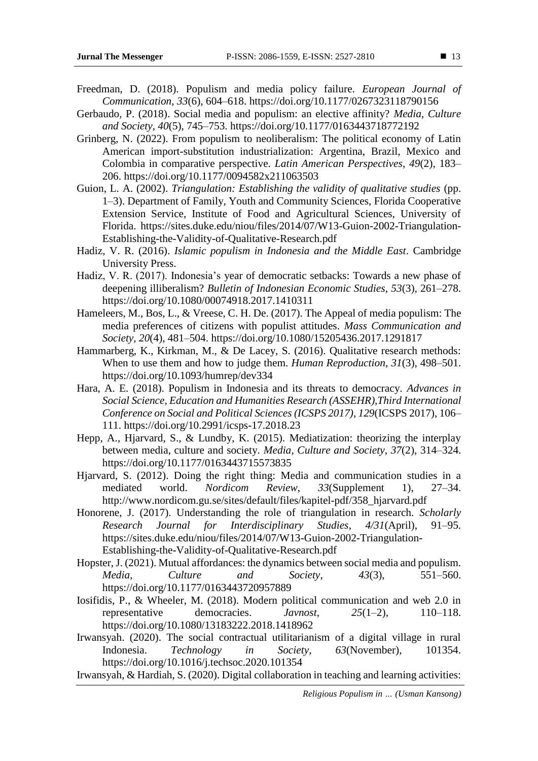Freedman, D. (2018). Populism and media policy failure. *European Journal of Communication*, *33*(6), 604–618. https://doi.org/10.1177/0267323118790156

Gerbaudo, P. (2018). Social media and populism: an elective affinity? *Media, Culture and Society*, *40*(5), 745–753. https://doi.org/10.1177/0163443718772192

Grinberg, N. (2022). From populism to neoliberalism: The political economy of Latin American import-substitution industrialization: Argentina, Brazil, Mexico and Colombia in comparative perspective. *Latin American Perspectives*, *49*(2), 183–206. https://doi.org/10.1177/0094582x211063503

Guion, L. A. (2002). *Triangulation: Establishing the validity of qualitative studies* (pp. 1–3). Department of Family, Youth and Community Sciences, Florida Cooperative Extension Service, Institute of Food and Agricultural Sciences, University of Florida. https://sites.duke.edu/niou/files/2014/07/W13-Guion-2002-Triangulation-Establishing-the-Validity-of-Qualitative-Research.pdf

Hadiz, V. R. (2016). *Islamic populism in Indonesia and the Middle East*. Cambridge University Press.

Hadiz, V. R. (2017). Indonesia's year of democratic setbacks: Towards a new phase of deepening illiberalism? *Bulletin of Indonesian Economic Studies*, *53*(3), 261–278. https://doi.org/10.1080/00074918.2017.1410311

Hameleers, M., Bos, L., & Vreese, C. H. De. (2017). The Appeal of media populism: The media preferences of citizens with populist attitudes. *Mass Communication and Society*, *20*(4), 481–504. https://doi.org/10.1080/15205436.2017.1291817

Hammarberg, K., Kirkman, M., & De Lacey, S. (2016). Qualitative research methods: When to use them and how to judge them. *Human Reproduction*, *31*(3), 498–501. https://doi.org/10.1093/humrep/dev334

Hara, A. E. (2018). Populism in Indonesia and its threats to democracy. *Advances in Social Science, Education and Humanities Research (ASSEHR),Third International Conference on Social and Political Sciences (ICSPS 2017)*, *129*(ICSPS 2017), 106–111. https://doi.org/10.2991/icsps-17.2018.23

Hepp, A., Hjarvard, S., & Lundby, K. (2015). Mediatization: theorizing the interplay between media, culture and society. *Media, Culture and Society*, *37*(2), 314–324. https://doi.org/10.1177/0163443715573835

Hjarvard, S. (2012). Doing the right thing: Media and communication studies in a mediated world. *Nordicom Review*, *33*(Supplement 1), 27–34. http://www.nordicom.gu.se/sites/default/files/kapitel-pdf/358_hjarvard.pdf

Honorene, J. (2017). Understanding the role of triangulation in research. *Scholarly Research Journal for Interdisciplinary Studies*, *4/31*(April), 91–95. https://sites.duke.edu/niou/files/2014/07/W13-Guion-2002-Triangulation-Establishing-the-Validity-of-Qualitative-Research.pdf

Hopster, J. (2021). Mutual affordances: the dynamics between social media and populism. *Media, Culture and Society*, *43*(3), 551–560. https://doi.org/10.1177/0163443720957889

Iosifidis, P., & Wheeler, M. (2018). Modern political communication and web 2.0 in representative democracies. *Javnost*, *25*(1–2), 110–118. https://doi.org/10.1080/13183222.2018.1418962

Irwansyah. (2020). The social contractual utilitarianism of a digital village in rural Indonesia. *Technology in Society*, *63*(November), 101354. https://doi.org/10.1016/j.techsoc.2020.101354

Irwansyah, & Hardiah, S. (2020). Digital collaboration in teaching and learning activities: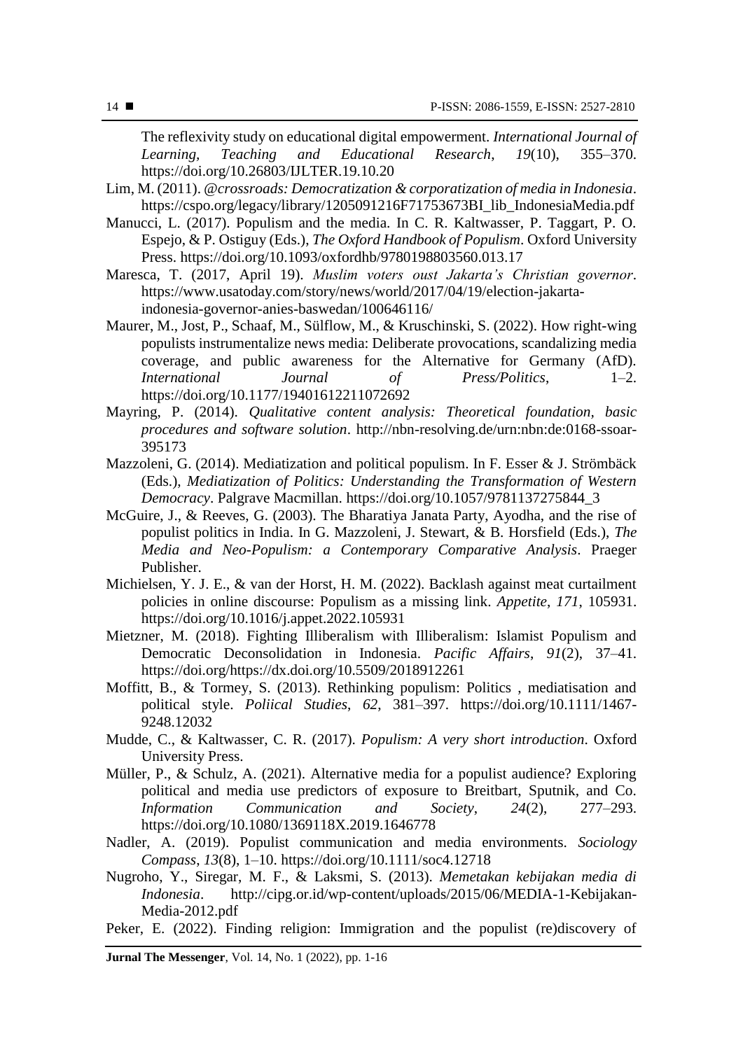The reflexivity study on educational digital empowerment. *International Journal of Learning, Teaching and Educational Research*, *19*(10), 355–370. https://doi.org/10.26803/IJLTER.19.10.20

Lim, M. (2011). *@crossroads: Democratization & corporatization of media in Indonesia*. https://cspo.org/legacy/library/1205091216F71753673BI_lib_IndonesiaMedia.pdf

Manucci, L. (2017). Populism and the media. In C. R. Kaltwasser, P. Taggart, P. O. Espejo, & P. Ostiguy (Eds.), *The Oxford Handbook of Populism*. Oxford University Press. https://doi.org/10.1093/oxfordhb/9780198803560.013.17

Maresca, T. (2017, April 19). *Muslim voters oust Jakarta's Christian governor*. https://www.usatoday.com/story/news/world/2017/04/19/election-jakarta-indonesia-governor-anies-baswedan/100646116/

Maurer, M., Jost, P., Schaaf, M., Sülflow, M., & Kruschinski, S. (2022). How right-wing populists instrumentalize news media: Deliberate provocations, scandalizing media coverage, and public awareness for the Alternative for Germany (AfD). *International Journal of Press/Politics*, 1–2. https://doi.org/10.1177/19401612211072692

Mayring, P. (2014). *Qualitative content analysis: Theoretical foundation, basic procedures and software solution*. http://nbn-resolving.de/urn:nbn:de:0168-ssoar-395173

Mazzoleni, G. (2014). Mediatization and political populism. In F. Esser & J. Strömbäck (Eds.), *Mediatization of Politics: Understanding the Transformation of Western Democracy*. Palgrave Macmillan. https://doi.org/10.1057/9781137275844_3

McGuire, J., & Reeves, G. (2003). The Bharatiya Janata Party, Ayodha, and the rise of populist politics in India. In G. Mazzoleni, J. Stewart, & B. Horsfield (Eds.), *The Media and Neo-Populism: a Contemporary Comparative Analysis*. Praeger Publisher.

Michielsen, Y. J. E., & van der Horst, H. M. (2022). Backlash against meat curtailment policies in online discourse: Populism as a missing link. *Appetite*, *171*, 105931. https://doi.org/10.1016/j.appet.2022.105931

Mietzner, M. (2018). Fighting Illiberalism with Illiberalism: Islamist Populism and Democratic Deconsolidation in Indonesia. *Pacific Affairs*, *91*(2), 37–41. https://doi.org/https://dx.doi.org/10.5509/2018912261

Moffitt, B., & Tormey, S. (2013). Rethinking populism: Politics , mediatisation and political style. *Poliical Studies*, *62*, 381–397. https://doi.org/10.1111/1467-9248.12032

Mudde, C., & Kaltwasser, C. R. (2017). *Populism: A very short introduction*. Oxford University Press.

Müller, P., & Schulz, A. (2021). Alternative media for a populist audience? Exploring political and media use predictors of exposure to Breitbart, Sputnik, and Co. *Information Communication and Society*, *24*(2), 277–293. https://doi.org/10.1080/1369118X.2019.1646778

Nadler, A. (2019). Populist communication and media environments. *Sociology Compass*, *13*(8), 1–10. https://doi.org/10.1111/soc4.12718

Nugroho, Y., Siregar, M. F., & Laksmi, S. (2013). *Memetakan kebijakan media di Indonesia*. http://cipg.or.id/wp-content/uploads/2015/06/MEDIA-1-Kebijakan-Media-2012.pdf

Peker, E. (2022). Finding religion: Immigration and the populist (re)discovery of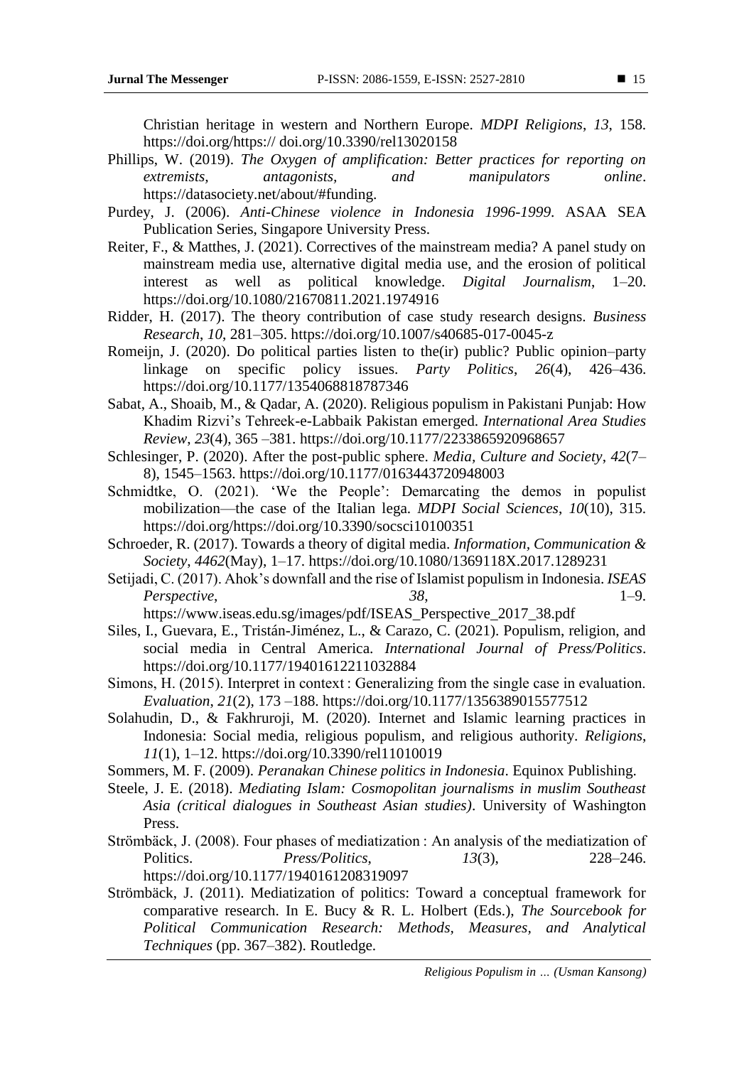Christian heritage in western and Northern Europe. *MDPI Religions*, *13*, 158. https://doi.org/https:// doi.org/10.3390/rel13020158

Phillips, W. (2019). *The Oxygen of amplification: Better practices for reporting on extremists, antagonists, and manipulators online*. https://datasociety.net/about/#funding.

Purdey, J. (2006). *Anti-Chinese violence in Indonesia 1996-1999*. ASAA SEA Publication Series, Singapore University Press.

Reiter, F., & Matthes, J. (2021). Correctives of the mainstream media? A panel study on mainstream media use, alternative digital media use, and the erosion of political interest as well as political knowledge. *Digital Journalism*, 1–20. https://doi.org/10.1080/21670811.2021.1974916

Ridder, H. (2017). The theory contribution of case study research designs. *Business Research*, *10*, 281–305. https://doi.org/10.1007/s40685-017-0045-z

Romeijn, J. (2020). Do political parties listen to the(ir) public? Public opinion–party linkage on specific policy issues. *Party Politics*, *26*(4), 426–436. https://doi.org/10.1177/1354068818787346

Sabat, A., Shoaib, M., & Qadar, A. (2020). Religious populism in Pakistani Punjab: How Khadim Rizvi's Tehreek-e-Labbaik Pakistan emerged. *International Area Studies Review*, *23*(4), 365 –381. https://doi.org/10.1177/2233865920968657

Schlesinger, P. (2020). After the post-public sphere. *Media, Culture and Society*, *42*(7–8), 1545–1563. https://doi.org/10.1177/0163443720948003

Schmidtke, O. (2021). 'We the People': Demarcating the demos in populist mobilization—the case of the Italian lega. *MDPI Social Sciences*, *10*(10), 315. https://doi.org/https://doi.org/10.3390/socsci10100351

Schroeder, R. (2017). Towards a theory of digital media. *Information, Communication & Society*, *4462*(May), 1–17. https://doi.org/10.1080/1369118X.2017.1289231

Setijadi, C. (2017). Ahok's downfall and the rise of Islamist populism in Indonesia. *ISEAS Perspective*, *38*, 1–9. https://www.iseas.edu.sg/images/pdf/ISEAS_Perspective_2017_38.pdf

Siles, I., Guevara, E., Tristán-Jiménez, L., & Carazo, C. (2021). Populism, religion, and social media in Central America. *International Journal of Press/Politics*. https://doi.org/10.1177/19401612211032884

Simons, H. (2015). Interpret in context : Generalizing from the single case in evaluation. *Evaluation*, *21*(2), 173 –188. https://doi.org/10.1177/1356389015577512

Solahudin, D., & Fakhruroji, M. (2020). Internet and Islamic learning practices in Indonesia: Social media, religious populism, and religious authority. *Religions*, *11*(1), 1–12. https://doi.org/10.3390/rel11010019

Sommers, M. F. (2009). *Peranakan Chinese politics in Indonesia*. Equinox Publishing.

Steele, J. E. (2018). *Mediating Islam: Cosmopolitan journalisms in muslim Southeast Asia (critical dialogues in Southeast Asian studies)*. University of Washington Press.

Strömbäck, J. (2008). Four phases of mediatization : An analysis of the mediatization of Politics. *Press/Politics*, *13*(3), 228–246. https://doi.org/10.1177/1940161208319097

Strömbäck, J. (2011). Mediatization of politics: Toward a conceptual framework for comparative research. In E. Bucy & R. L. Holbert (Eds.), *The Sourcebook for Political Communication Research: Methods, Measures, and Analytical Techniques* (pp. 367–382). Routledge.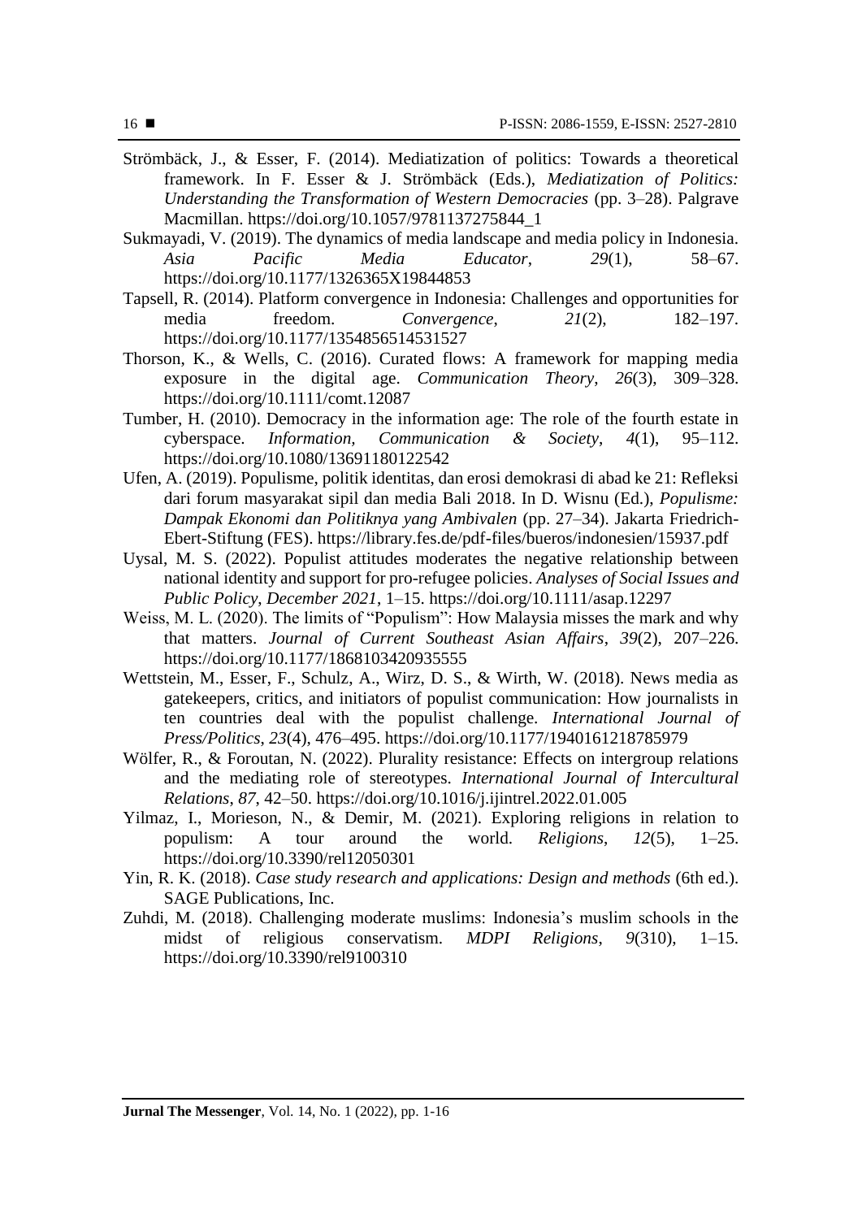Strömbäck, J., & Esser, F. (2014). Mediatization of politics: Towards a theoretical framework. In F. Esser & J. Strömbäck (Eds.), *Mediatization of Politics: Understanding the Transformation of Western Democracies* (pp. 3–28). Palgrave Macmillan. https://doi.org/10.1057/9781137275844_1

Sukmayadi, V. (2019). The dynamics of media landscape and media policy in Indonesia. *Asia Pacific Media Educator*, *29*(1), 58–67. https://doi.org/10.1177/1326365X19844853

Tapsell, R. (2014). Platform convergence in Indonesia: Challenges and opportunities for media freedom. *Convergence*, *21*(2), 182–197. https://doi.org/10.1177/1354856514531527

Thorson, K., & Wells, C. (2016). Curated flows: A framework for mapping media exposure in the digital age. *Communication Theory*, *26*(3), 309–328. https://doi.org/10.1111/comt.12087

Tumber, H. (2010). Democracy in the information age: The role of the fourth estate in cyberspace. *Information, Communication & Society*, *4*(1), 95–112. https://doi.org/10.1080/13691180122542

Ufen, A. (2019). Populisme, politik identitas, dan erosi demokrasi di abad ke 21: Refleksi dari forum masyarakat sipil dan media Bali 2018. In D. Wisnu (Ed.), *Populisme: Dampak Ekonomi dan Politiknya yang Ambivalen* (pp. 27–34). Jakarta Friedrich-Ebert-Stiftung (FES). https://library.fes.de/pdf-files/bueros/indonesien/15937.pdf

Uysal, M. S. (2022). Populist attitudes moderates the negative relationship between national identity and support for pro-refugee policies. *Analyses of Social Issues and Public Policy*, *December 2021*, 1–15. https://doi.org/10.1111/asap.12297

Weiss, M. L. (2020). The limits of "Populism": How Malaysia misses the mark and why that matters. *Journal of Current Southeast Asian Affairs*, *39*(2), 207–226. https://doi.org/10.1177/1868103420935555

Wettstein, M., Esser, F., Schulz, A., Wirz, D. S., & Wirth, W. (2018). News media as gatekeepers, critics, and initiators of populist communication: How journalists in ten countries deal with the populist challenge. *International Journal of Press/Politics*, *23*(4), 476–495. https://doi.org/10.1177/1940161218785979

Wölfer, R., & Foroutan, N. (2022). Plurality resistance: Effects on intergroup relations and the mediating role of stereotypes. *International Journal of Intercultural Relations*, *87*, 42–50. https://doi.org/10.1016/j.ijintrel.2022.01.005

Yilmaz, I., Morieson, N., & Demir, M. (2021). Exploring religions in relation to populism: A tour around the world. *Religions*, *12*(5), 1–25. https://doi.org/10.3390/rel12050301

Yin, R. K. (2018). *Case study research and applications: Design and methods* (6th ed.). SAGE Publications, Inc.

Zuhdi, M. (2018). Challenging moderate muslims: Indonesia's muslim schools in the midst of religious conservatism. *MDPI Religions*, *9*(310), 1–15. https://doi.org/10.3390/rel9100310